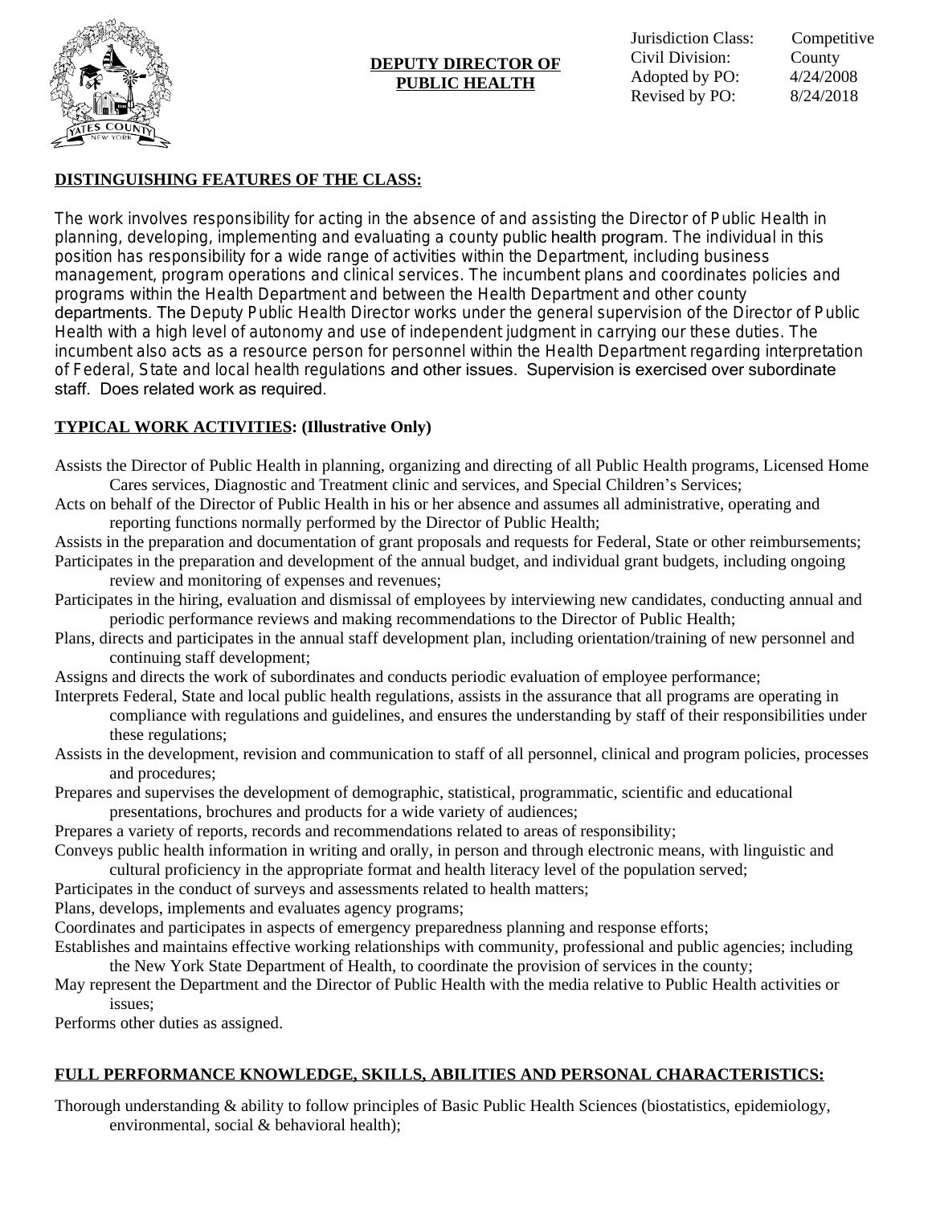# DEPUTY DIRECTOR OF PUBLIC HEALTH

Jurisdiction Class: Competitive
Civil Division: County
Adopted by PO: 4/24/2008
Revised by PO: 8/24/2018

## DISTINGUISHING FEATURES OF THE CLASS:

The work involves responsibility for acting in the absence of and assisting the Director of Public Health in planning, developing, implementing and evaluating a county public health program. The individual in this position has responsibility for a wide range of activities within the Department, including business management, program operations and clinical services. The incumbent plans and coordinates policies and programs within the Health Department and between the Health Department and other county departments. The Deputy Public Health Director works under the general supervision of the Director of Public Health with a high level of autonomy and use of independent judgment in carrying our these duties. The incumbent also acts as a resource person for personnel within the Health Department regarding interpretation of Federal, State and local health regulations and other issues. Supervision is exercised over subordinate staff. Does related work as required.

## TYPICAL WORK ACTIVITIES: (Illustrative Only)

Assists the Director of Public Health in planning, organizing and directing of all Public Health programs, Licensed Home Cares services, Diagnostic and Treatment clinic and services, and Special Children's Services;

Acts on behalf of the Director of Public Health in his or her absence and assumes all administrative, operating and reporting functions normally performed by the Director of Public Health;

Assists in the preparation and documentation of grant proposals and requests for Federal, State or other reimbursements;

Participates in the preparation and development of the annual budget, and individual grant budgets, including ongoing review and monitoring of expenses and revenues;

Participates in the hiring, evaluation and dismissal of employees by interviewing new candidates, conducting annual and periodic performance reviews and making recommendations to the Director of Public Health;

Plans, directs and participates in the annual staff development plan, including orientation/training of new personnel and continuing staff development;

Assigns and directs the work of subordinates and conducts periodic evaluation of employee performance;

Interprets Federal, State and local public health regulations, assists in the assurance that all programs are operating in compliance with regulations and guidelines, and ensures the understanding by staff of their responsibilities under these regulations;

Assists in the development, revision and communication to staff of all personnel, clinical and program policies, processes and procedures;

Prepares and supervises the development of demographic, statistical, programmatic, scientific and educational presentations, brochures and products for a wide variety of audiences;

Prepares a variety of reports, records and recommendations related to areas of responsibility;

Conveys public health information in writing and orally, in person and through electronic means, with linguistic and cultural proficiency in the appropriate format and health literacy level of the population served;

Participates in the conduct of surveys and assessments related to health matters;

Plans, develops, implements and evaluates agency programs;

Coordinates and participates in aspects of emergency preparedness planning and response efforts;

Establishes and maintains effective working relationships with community, professional and public agencies; including the New York State Department of Health, to coordinate the provision of services in the county;

May represent the Department and the Director of Public Health with the media relative to Public Health activities or issues;

Performs other duties as assigned.

## FULL PERFORMANCE KNOWLEDGE, SKILLS, ABILITIES AND PERSONAL CHARACTERISTICS:

Thorough understanding & ability to follow principles of Basic Public Health Sciences (biostatistics, epidemiology, environmental, social & behavioral health);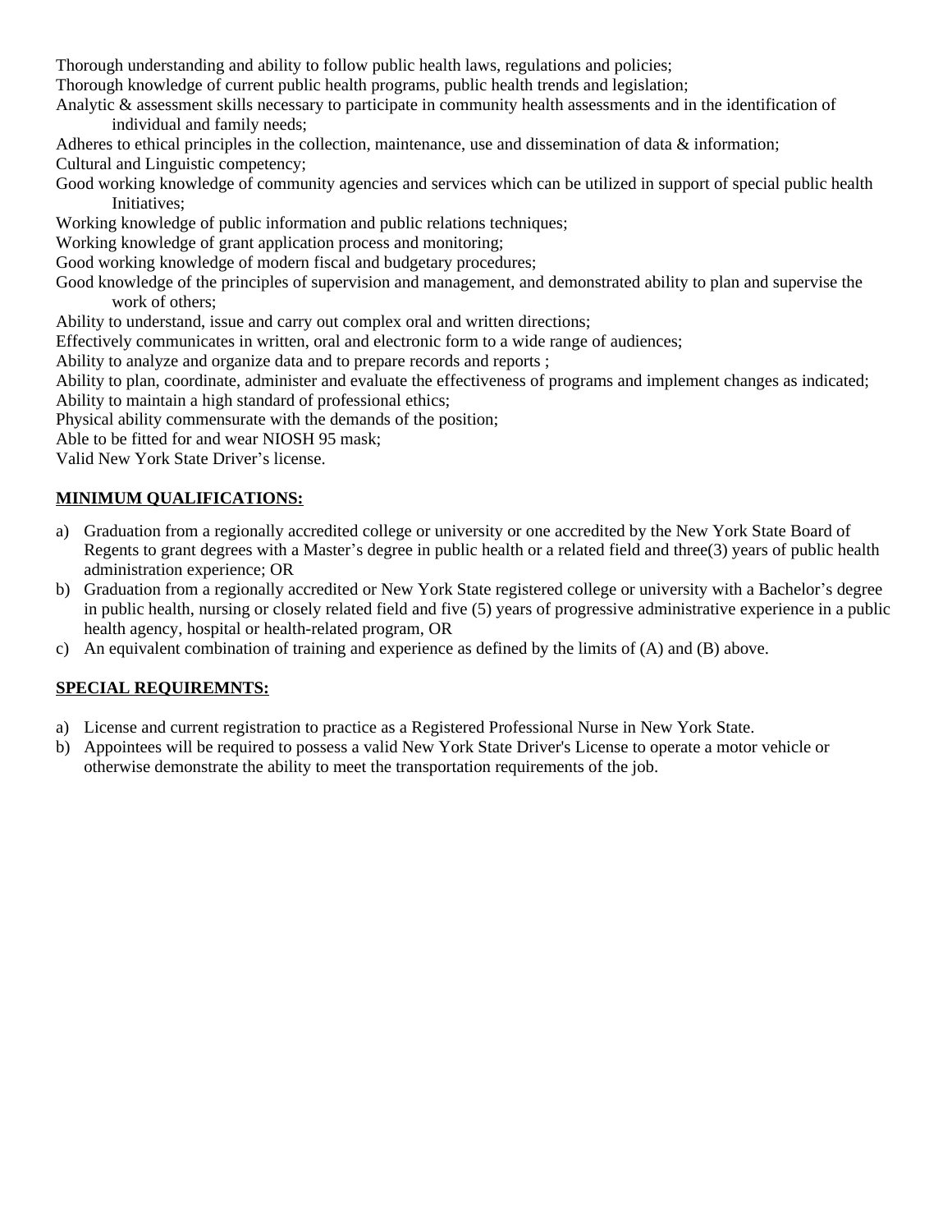Thorough understanding and ability to follow public health laws, regulations and policies;
Thorough knowledge of current public health programs, public health trends and legislation;
Analytic & assessment skills necessary to participate in community health assessments and in the identification of individual and family needs;
Adheres to ethical principles in the collection, maintenance, use and dissemination of data & information;
Cultural and Linguistic competency;
Good working knowledge of community agencies and services which can be utilized in support of special public health Initiatives;
Working knowledge of public information and public relations techniques;
Working knowledge of grant application process and monitoring;
Good working knowledge of modern fiscal and budgetary procedures;
Good knowledge of the principles of supervision and management, and demonstrated ability to plan and supervise the work of others;
Ability to understand, issue and carry out complex oral and written directions;
Effectively communicates in written, oral and electronic form to a wide range of audiences;
Ability to analyze and organize data and to prepare records and reports ;
Ability to plan, coordinate, administer and evaluate the effectiveness of programs and implement changes as indicated;
Ability to maintain a high standard of professional ethics;
Physical ability commensurate with the demands of the position;
Able to be fitted for and wear NIOSH 95 mask;
Valid New York State Driver's license.

**MINIMUM QUALIFICATIONS:**

a) Graduation from a regionally accredited college or university or one accredited by the New York State Board of Regents to grant degrees with a Master's degree in public health or a related field and three(3) years of public health administration experience; OR
b) Graduation from a regionally accredited or New York State registered college or university with a Bachelor's degree in public health, nursing or closely related field and five (5) years of progressive administrative experience in a public health agency, hospital or health-related program, OR
c) An equivalent combination of training and experience as defined by the limits of (A) and (B) above.

**SPECIAL REQUIREMNTS:**

a) License and current registration to practice as a Registered Professional Nurse in New York State.
b) Appointees will be required to possess a valid New York State Driver's License to operate a motor vehicle or otherwise demonstrate the ability to meet the transportation requirements of the job.